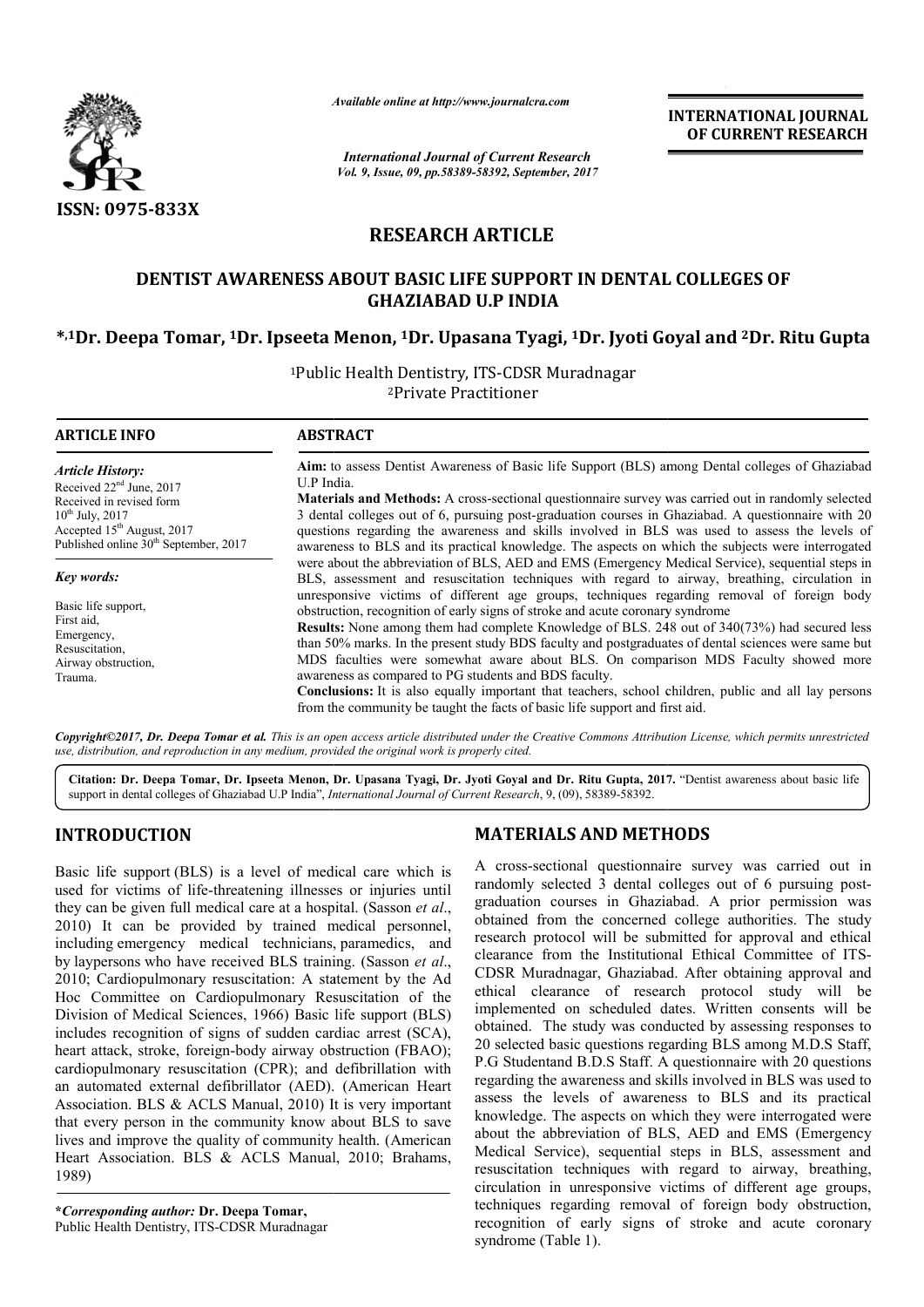ISSN: 0975-833X

*Available online at http://www.journalcra.com*

*International Journal of Current Research*
*Vol. 9, Issue, 09, pp.58389-58392, September, 2017*

**INTERNATIONAL JOURNAL OF CURRENT RESEARCH**

## RESEARCH ARTICLE

# DENTIST AWARENESS ABOUT BASIC LIFE SUPPORT IN DENTAL COLLEGES OF GHAZIABAD U.P INDIA

**\*,[1]Dr. Deepa Tomar, [1]Dr. Ipseeta Menon, [1]Dr. Upasana Tyagi, [1]Dr. Jyoti Goyal and [2]Dr. Ritu Gupta**

[1]Public Health Dentistry, ITS-CDSR Muradnagar
[2]Private Practitioner

**ARTICLE INFO**

***Article History:***

Received 22[nd] June, 2017
Received in revised form
10[th] July, 2017
Accepted 15[th] August, 2017
Published online 30[th] September, 2017

***Key words:***

Basic life support,
First aid,
Emergency,
Resuscitation,
Airway obstruction,
Trauma.

**ABSTRACT**

**Aim:** to assess Dentist Awareness of Basic life Support (BLS) among Dental colleges of Ghaziabad U.P India.

**Materials and Methods:** A cross-sectional questionnaire survey was carried out in randomly selected 3 dental colleges out of 6, pursuing post-graduation courses in Ghaziabad. A questionnaire with 20 questions regarding the awareness and skills involved in BLS was used to assess the levels of awareness to BLS and its practical knowledge. The aspects on which the subjects were interrogated were about the abbreviation of BLS, AED and EMS (Emergency Medical Service), sequential steps in BLS, assessment and resuscitation techniques with regard to airway, breathing, circulation in unresponsive victims of different age groups, techniques regarding removal of foreign body obstruction, recognition of early signs of stroke and acute coronary syndrome

**Results:** None among them had complete Knowledge of BLS. 248 out of 340(73%) had secured less than 50% marks. In the present study BDS faculty and postgraduates of dental sciences were same but MDS faculties were somewhat aware about BLS. On comparison MDS Faculty showed more awareness as compared to PG students and BDS faculty.

**Conclusions:** It is also equally important that teachers, school children, public and all lay persons from the community be taught the facts of basic life support and first aid.

*Copyright©2017, Dr. Deepa Tomar et al. This is an open access article distributed under the Creative Commons Attribution License, which permits unrestricted use, distribution, and reproduction in any medium, provided the original work is properly cited.*

**Citation: Dr. Deepa Tomar, Dr. Ipseeta Menon, Dr. Upasana Tyagi, Dr. Jyoti Goyal and Dr. Ritu Gupta, 2017.** "Dentist awareness about basic life support in dental colleges of Ghaziabad U.P India", *International Journal of Current Research*, 9, (09), 58389-58392.

## INTRODUCTION

Basic life support (BLS) is a level of medical care which is used for victims of life-threatening illnesses or injuries until they can be given full medical care at a hospital. (Sasson *et al*., 2010) It can be provided by trained medical personnel, including emergency medical technicians, paramedics, and by laypersons who have received BLS training. (Sasson *et al*., 2010; Cardiopulmonary resuscitation: A statement by the Ad Hoc Committee on Cardiopulmonary Resuscitation of the Division of Medical Sciences, 1966) Basic life support (BLS) includes recognition of signs of sudden cardiac arrest (SCA), heart attack, stroke, foreign-body airway obstruction (FBAO); cardiopulmonary resuscitation (CPR); and defibrillation with an automated external defibrillator (AED). (American Heart Association. BLS & ACLS Manual, 2010) It is very important that every person in the community know about BLS to save lives and improve the quality of community health. (American Heart Association. BLS & ACLS Manual, 2010; Brahams, 1989)

## MATERIALS AND METHODS

A cross-sectional questionnaire survey was carried out in randomly selected 3 dental colleges out of 6 pursuing post-graduation courses in Ghaziabad. A prior permission was obtained from the concerned college authorities. The study research protocol will be submitted for approval and ethical clearance from the Institutional Ethical Committee of ITS-CDSR Muradnagar, Ghaziabad. After obtaining approval and ethical clearance of research protocol study will be implemented on scheduled dates. Written consents will be obtained. The study was conducted by assessing responses to 20 selected basic questions regarding BLS among M.D.S Staff, P.G Studentand B.D.S Staff. A questionnaire with 20 questions regarding the awareness and skills involved in BLS was used to assess the levels of awareness to BLS and its practical knowledge. The aspects on which they were interrogated were about the abbreviation of BLS, AED and EMS (Emergency Medical Service), sequential steps in BLS, assessment and resuscitation techniques with regard to airway, breathing, circulation in unresponsive victims of different age groups, techniques regarding removal of foreign body obstruction, recognition of early signs of stroke and acute coronary syndrome (Table 1).

**\*Corresponding author:** Dr. Deepa Tomar,
Public Health Dentistry, ITS-CDSR Muradnagar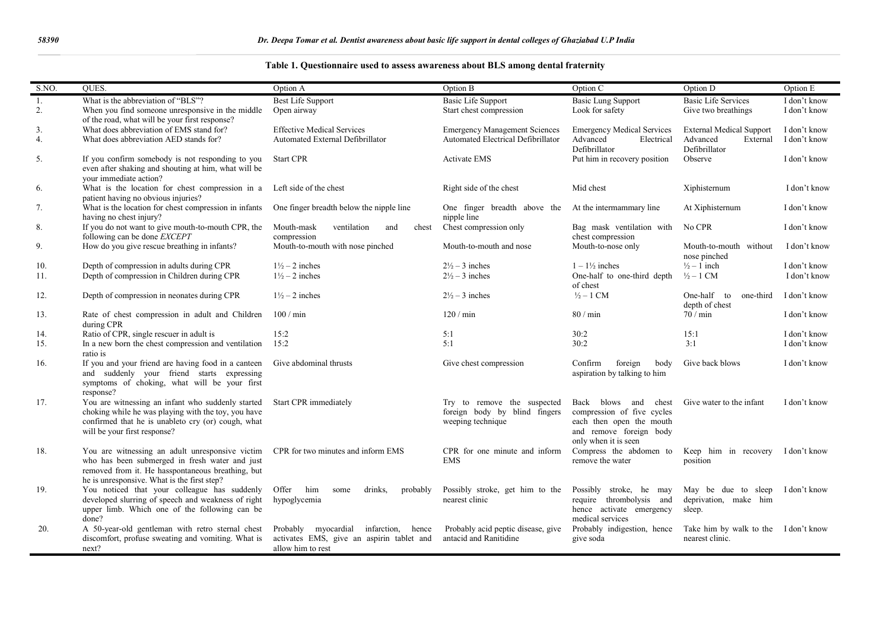**Table 1. Questionnaire used to assess awareness about BLS among dental fraternity**

| S.NO. | QUES. | Option A | Option B | Option C | Option D | Option E |
|---|---|---|---|---|---|---|
| 1. | What is the abbreviation of "BLS"? | Best Life Support | Basic Life Support | Basic Lung Support | Basic Life Services | I don't know |
| 2. | When you find someone unresponsive in the middle of the road, what will be your first response? | Open airway | Start chest compression | Look for safety | Give two breathings | I don't know |
| 3. | What does abbreviation of EMS stand for? | Effective Medical Services | Emergency Management Sciences | Emergency Medical Services | External Medical Support | I don't know |
| 4. | What does abbreviation AED stands for? | Automated External Defibrillator | Automated Electrical Defibrillator | Advanced Electrical Defibrillator | Advanced External Defibrillator | I don't know |
| 5. | If you confirm somebody is not responding to you even after shaking and shouting at him, what will be your immediate action? | Start CPR | Activate EMS | Put him in recovery position | Observe | I don't know |
| 6. | What is the location for chest compression in a patient having no obvious injuries? | Left side of the chest | Right side of the chest | Mid chest | Xiphisternum | I don't know |
| 7. | What is the location for chest compression in infants having no chest injury? | One finger breadth below the nipple line | One finger breadth above the nipple line | At the intermammary line | At Xiphisternum | I don't know |
| 8. | If you do not want to give mouth-to-mouth CPR, the following can be done *EXCEPT* | Mouth-mask ventilation and chest compression | Chest compression only | Bag mask ventilation with chest compression | No CPR | I don't know |
| 9. | How do you give rescue breathing in infants? | Mouth-to-mouth with nose pinched | Mouth-to-mouth and nose | Mouth-to-nose only | Mouth-to-mouth without nose pinched | I don't know |
| 10. | Depth of compression in adults during CPR | 1½ – 2 inches | 2½ – 3 inches | 1 – 1½ inches | ½ – 1 inch | I don't know |
| 11. | Depth of compression in Children during CPR | 1½ – 2 inches | 2½ – 3 inches | One-half to one-third depth of chest | ½ – 1 CM | I don't know |
| 12. | Depth of compression in neonates during CPR | 1½ – 2 inches | 2½ – 3 inches | ½ – 1 CM | One-half to one-third depth of chest | I don't know |
| 13. | Rate of chest compression in adult and Children during CPR | 100 / min | 120 / min | 80 / min | 70 / min | I don't know |
| 14. | Ratio of CPR, single rescuer in adult is | 15:2 | 5:1 | 30:2 | 15:1 | I don't know |
| 15. | In a new born the chest compression and ventilation ratio is | 15:2 | 5:1 | 30:2 | 3:1 | I don't know |
| 16. | If you and your friend are having food in a canteen and suddenly your friend starts expressing symptoms of choking, what will be your first response? | Give abdominal thrusts | Give chest compression | Confirm foreign body aspiration by talking to him | Give back blows | I don't know |
| 17. | You are witnessing an infant who suddenly started choking while he was playing with the toy, you have confirmed that he is unableto cry (or) cough, what will be your first response? | Start CPR immediately | Try to remove the suspected foreign body by blind fingers weeping technique | Back blows and chest compression of five cycles each then open the mouth and remove foreign body only when it is seen | Give water to the infant | I don't know |
| 18. | You are witnessing an adult unresponsive victim who has been submerged in fresh water and just removed from it. He hasspontaneous breathing, but he is unresponsive. What is the first step? | CPR for two minutes and inform EMS | CPR for one minute and inform EMS | Compress the abdomen to remove the water | Keep him in recovery position | I don't know |
| 19. | You noticed that your colleague has suddenly developed slurring of speech and weakness of right upper limb. Which one of the following can be done? | Offer him some drinks, probably hypoglycemia | Possibly stroke, get him to the nearest clinic | Possibly stroke, he may require thrombolysis and hence activate emergency medical services | May be due to sleep deprivation, make him sleep. | I don't know |
| 20. | A 50-year-old gentleman with retro sternal chest discomfort, profuse sweating and vomiting. What is next? | Probably myocardial infarction, hence activates EMS, give an aspirin tablet and allow him to rest | Probably acid peptic disease, give antacid and Ranitidine | Probably indigestion, hence give soda | Take him by walk to the nearest clinic. | I don't know |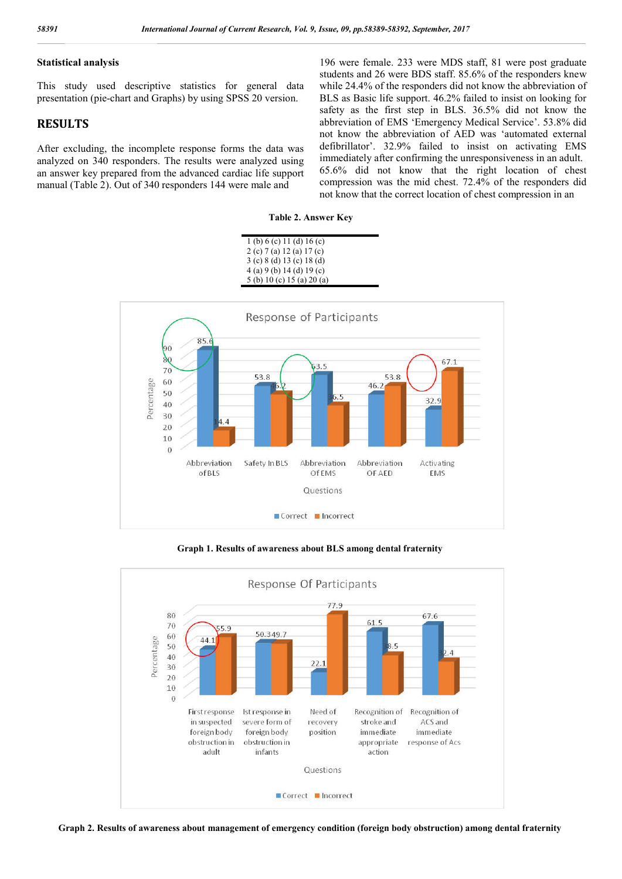### Statistical analysis

This study used descriptive statistics for general data presentation (pie-chart and Graphs) by using SPSS 20 version.

## RESULTS

After excluding, the incomplete response forms the data was analyzed on 340 responders. The results were analyzed using an answer key prepared from the advanced cardiac life support manual (Table 2). Out of 340 responders 144 were male and 196 were female. 233 were MDS staff, 81 were post graduate students and 26 were BDS staff. 85.6% of the responders knew while 24.4% of the responders did not know the abbreviation of BLS as Basic life support. 46.2% failed to insist on looking for safety as the first step in BLS. 36.5% did not know the abbreviation of EMS 'Emergency Medical Service'. 53.8% did not know the abbreviation of AED was 'automated external defibrillator'. 32.9% failed to insist on activating EMS immediately after confirming the unresponsiveness in an adult. 65.6% did not know that the right location of chest compression was the mid chest. 72.4% of the responders did not know that the correct location of chest compression in an

**Table 2. Answer Key**

| | | | |
|---|---|---|---|
| 1 (b) | 6 (c) | 11 (d) | 16 (c) |
| 2 (c) | 7 (a) | 12 (a) | 17 (c) |
| 3 (c) | 8 (d) | 13 (c) | 18 (d) |
| 4 (a) | 9 (b) | 14 (d) | 19 (c) |
| 5 (b) | 10 (c) | 15 (a) | 20 (a) |

**Graph 1. Results of awareness about BLS among dental fraternity**

**Graph 2. Results of awareness about management of emergency condition (foreign body obstruction) among dental fraternity**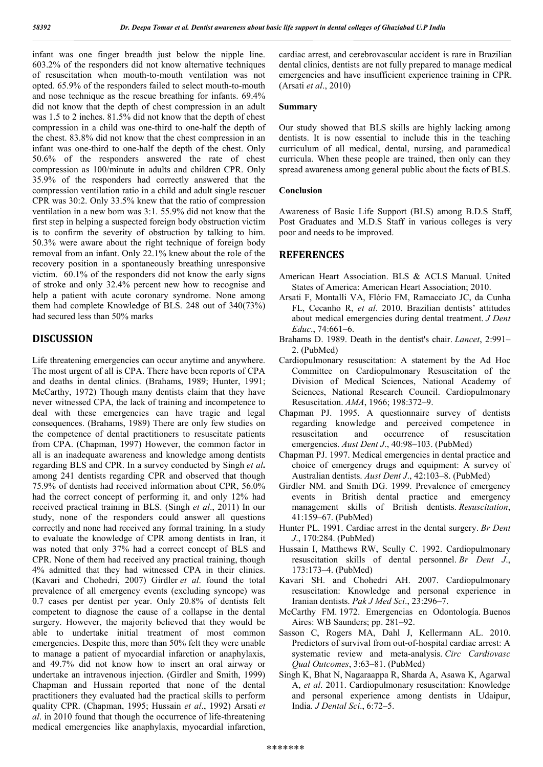infant was one finger breadth just below the nipple line. 603.2% of the responders did not know alternative techniques of resuscitation when mouth-to-mouth ventilation was not opted. 65.9% of the responders failed to select mouth-to-mouth and nose technique as the rescue breathing for infants. 69.4% did not know that the depth of chest compression in an adult was 1.5 to 2 inches. 81.5% did not know that the depth of chest compression in a child was one-third to one-half the depth of the chest. 83.8% did not know that the chest compression in an infant was one-third to one-half the depth of the chest. Only 50.6% of the responders answered the rate of chest compression as 100/minute in adults and children CPR. Only 35.9% of the responders had correctly answered that the compression ventilation ratio in a child and adult single rescuer CPR was 30:2. Only 33.5% knew that the ratio of compression ventilation in a new born was 3:1. 55.9% did not know that the first step in helping a suspected foreign body obstruction victim is to confirm the severity of obstruction by talking to him. 50.3% were aware about the right technique of foreign body removal from an infant. Only 22.1% knew about the role of the recovery position in a spontaneously breathing unresponsive victim. 60.1% of the responders did not know the early signs of stroke and only 32.4% percent new how to recognise and help a patient with acute coronary syndrome. None among them had complete Knowledge of BLS. 248 out of 340(73%) had secured less than 50% marks

## DISCUSSION

Life threatening emergencies can occur anytime and anywhere. The most urgent of all is CPA. There have been reports of CPA and deaths in dental clinics. (Brahams, 1989; Hunter, 1991; McCarthy, 1972) Though many dentists claim that they have never witnessed CPA, the lack of training and incompetence to deal with these emergencies can have tragic and legal consequences. (Brahams, 1989) There are only few studies on the competence of dental practitioners to resuscitate patients from CPA. (Chapman, 1997) However, the common factor in all is an inadequate awareness and knowledge among dentists regarding BLS and CPR. In a survey conducted by Singh *et al***.** among 241 dentists regarding CPR and observed that though 75.9% of dentists had received information about CPR, 56.0% had the correct concept of performing it, and only 12% had received practical training in BLS. (Singh *et al*., 2011) In our study, none of the responders could answer all questions correctly and none had received any formal training. In a study to evaluate the knowledge of CPR among dentists in Iran, it was noted that only 37% had a correct concept of BLS and CPR. None of them had received any practical training, though 4% admitted that they had witnessed CPA in their clinics. (Kavari and Chohedri, 2007) Girdler *et al*. found the total prevalence of all emergency events (excluding syncope) was 0.7 cases per dentist per year. Only 20.8% of dentists felt competent to diagnose the cause of a collapse in the dental surgery. However, the majority believed that they would be able to undertake initial treatment of most common emergencies. Despite this, more than 50% felt they were unable to manage a patient of myocardial infarction or anaphylaxis, and 49.7% did not know how to insert an oral airway or undertake an intravenous injection. (Girdler and Smith, 1999) Chapman and Hussain reported that none of the dental practitioners they evaluated had the practical skills to perform quality CPR. (Chapman, 1995; Hussain *et al*., 1992) Arsati *et al*. in 2010 found that though the occurrence of life-threatening medical emergencies like anaphylaxis, myocardial infarction, cardiac arrest, and cerebrovascular accident is rare in Brazilian dental clinics, dentists are not fully prepared to manage medical emergencies and have insufficient experience training in CPR. (Arsati *et al*., 2010)

### Summary

Our study showed that BLS skills are highly lacking among dentists. It is now essential to include this in the teaching curriculum of all medical, dental, nursing, and paramedical curricula. When these people are trained, then only can they spread awareness among general public about the facts of BLS.

### Conclusion

Awareness of Basic Life Support (BLS) among B.D.S Staff, Post Graduates and M.D.S Staff in various colleges is very poor and needs to be improved.

## REFERENCES

American Heart Association. BLS & ACLS Manual. United States of America: American Heart Association; 2010.

Arsati F, Montalli VA, Flório FM, Ramacciato JC, da Cunha FL, Cecanho R, *et al*. 2010. Brazilian dentists' attitudes about medical emergencies during dental treatment. *J Dent Educ*., 74:661–6.

Brahams D. 1989. Death in the dentist's chair. *Lancet*, 2:991–2. (PubMed)

Cardiopulmonary resuscitation: A statement by the Ad Hoc Committee on Cardiopulmonary Resuscitation of the Division of Medical Sciences, National Academy of Sciences, National Research Council. Cardiopulmonary Resuscitation. *AMA*, 1966; 198:372–9.

Chapman PJ. 1995. A questionnaire survey of dentists regarding knowledge and perceived competence in resuscitation and occurrence of resuscitation emergencies. *Aust Dent J*., 40:98–103. (PubMed)

Chapman PJ. 1997. Medical emergencies in dental practice and choice of emergency drugs and equipment: A survey of Australian dentists. *Aust Dent J*., 42:103–8. (PubMed)

Girdler NM. and Smith DG. 1999. Prevalence of emergency events in British dental practice and emergency management skills of British dentists. *Resuscitation*, 41:159–67. (PubMed)

Hunter PL. 1991. Cardiac arrest in the dental surgery. *Br Dent J*., 170:284. (PubMed)

Hussain I, Matthews RW, Scully C. 1992. Cardiopulmonary resuscitation skills of dental personnel. *Br Dent J*., 173:173–4. (PubMed)

Kavari SH. and Chohedri AH. 2007. Cardiopulmonary resuscitation: Knowledge and personal experience in Iranian dentists. *Pak J Med Sci*., 23:296–7.

McCarthy FM. 1972. Emergencias en Odontología. Buenos Aires: WB Saunders; pp. 281–92.

Sasson C, Rogers MA, Dahl J, Kellermann AL. 2010. Predictors of survival from out-of-hospital cardiac arrest: A systematic review and meta-analysis. *Circ Cardiovasc Qual Outcomes*, 3:63–81. (PubMed)

Singh K, Bhat N, Nagaraappa R, Sharda A, Asawa K, Agarwal A, *et al*. 2011. Cardiopulmonary resuscitation: Knowledge and personal experience among dentists in Udaipur, India. *J Dental Sci*., 6:72–5.

*******